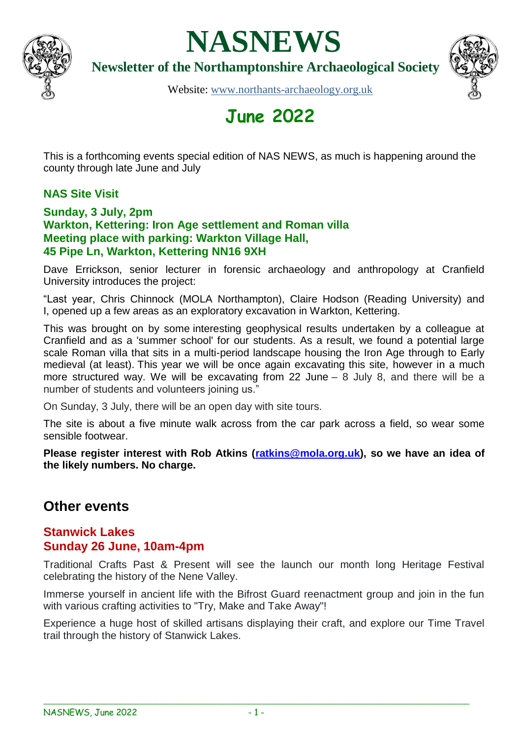# NASNEWS

**Newsletter of the Northamptonshire Archaeological Society**

Website: www.northants-archaeology.org.uk

## June 2022

This is a forthcoming events special edition of NAS NEWS, as much is happening around the county through late June and July

### NAS Site Visit

**Sunday, 3 July, 2pm**
**Warkton, Kettering: Iron Age settlement and Roman villa**
**Meeting place with parking: Warkton Village Hall,**
**45 Pipe Ln, Warkton, Kettering NN16 9XH**

Dave Errickson, senior lecturer in forensic archaeology and anthropology at Cranfield University introduces the project:

"Last year, Chris Chinnock (MOLA Northampton), Claire Hodson (Reading University) and I, opened up a few areas as an exploratory excavation in Warkton, Kettering.

This was brought on by some interesting geophysical results undertaken by a colleague at Cranfield and as a 'summer school' for our students. As a result, we found a potential large scale Roman villa that sits in a multi-period landscape housing the Iron Age through to Early medieval (at least). This year we will be once again excavating this site, however in a much more structured way. We will be excavating from 22 June – 8 July 8, and there will be a number of students and volunteers joining us."

On Sunday, 3 July, there will be an open day with site tours.

The site is about a five minute walk across from the car park across a field, so wear some sensible footwear.

**Please register interest with Rob Atkins (ratkins@mola.org.uk), so we have an idea of the likely numbers. No charge.**

## Other events

### Stanwick Lakes
### Sunday 26 June, 10am-4pm

Traditional Crafts Past & Present will see the launch our month long Heritage Festival celebrating the history of the Nene Valley.

Immerse yourself in ancient life with the Bifrost Guard reenactment group and join in the fun with various crafting activities to "Try, Make and Take Away"!

Experience a huge host of skilled artisans displaying their craft, and explore our Time Travel trail through the history of Stanwick Lakes.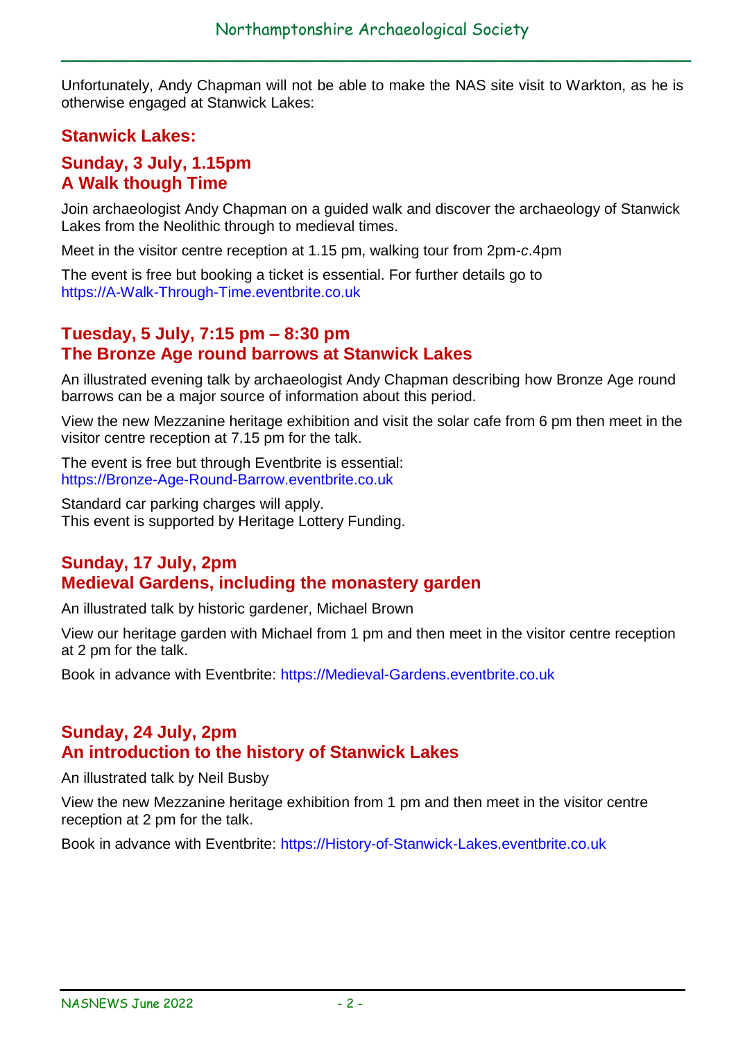Unfortunately, Andy Chapman will not be able to make the NAS site visit to Warkton, as he is otherwise engaged at Stanwick Lakes:

## Stanwick Lakes:

### Sunday, 3 July, 1.15pm
### A Walk though Time

Join archaeologist Andy Chapman on a guided walk and discover the archaeology of Stanwick Lakes from the Neolithic through to medieval times.

Meet in the visitor centre reception at 1.15 pm, walking tour from 2pm-*c*.4pm

The event is free but booking a ticket is essential. For further details go to https://A-Walk-Through-Time.eventbrite.co.uk

### Tuesday, 5 July, 7:15 pm – 8:30 pm
### The Bronze Age round barrows at Stanwick Lakes

An illustrated evening talk by archaeologist Andy Chapman describing how Bronze Age round barrows can be a major source of information about this period.

View the new Mezzanine heritage exhibition and visit the solar cafe from 6 pm then meet in the visitor centre reception at 7.15 pm for the talk.

The event is free but through Eventbrite is essential: https://Bronze-Age-Round-Barrow.eventbrite.co.uk

Standard car parking charges will apply.
This event is supported by Heritage Lottery Funding.

### Sunday, 17 July, 2pm
### Medieval Gardens, including the monastery garden

An illustrated talk by historic gardener, Michael Brown

View our heritage garden with Michael from 1 pm and then meet in the visitor centre reception at 2 pm for the talk.

Book in advance with Eventbrite: https://Medieval-Gardens.eventbrite.co.uk

### Sunday, 24 July, 2pm
### An introduction to the history of Stanwick Lakes

An illustrated talk by Neil Busby

View the new Mezzanine heritage exhibition from 1 pm and then meet in the visitor centre reception at 2 pm for the talk.

Book in advance with Eventbrite: https://History-of-Stanwick-Lakes.eventbrite.co.uk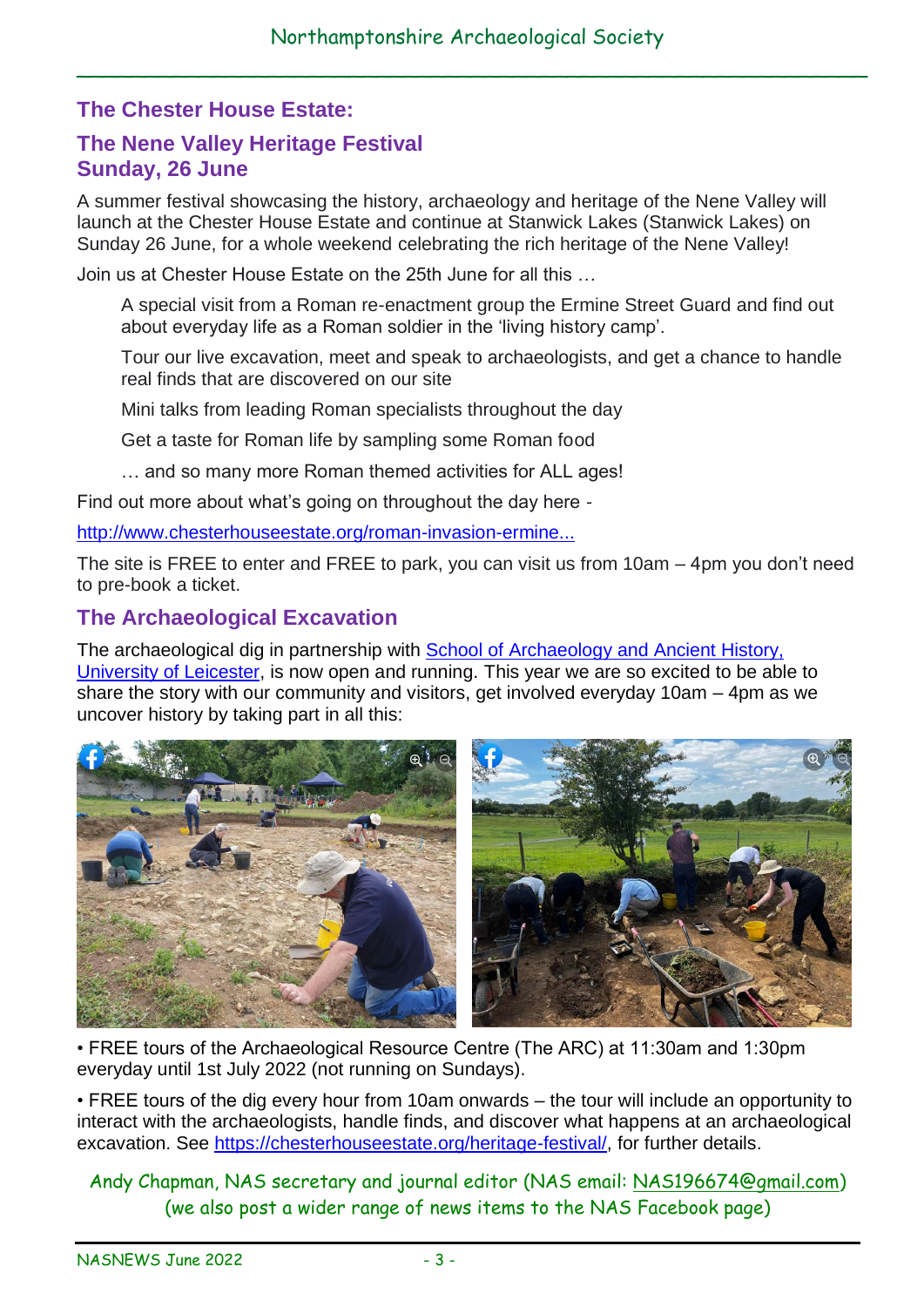## The Chester House Estate:

## The Nene Valley Heritage Festival Sunday, 26 June

A summer festival showcasing the history, archaeology and heritage of the Nene Valley will launch at the Chester House Estate and continue at Stanwick Lakes (Stanwick Lakes) on Sunday 26 June, for a whole weekend celebrating the rich heritage of the Nene Valley!

Join us at Chester House Estate on the 25th June for all this …

A special visit from a Roman re-enactment group the Ermine Street Guard and find out about everyday life as a Roman soldier in the 'living history camp'.

Tour our live excavation, meet and speak to archaeologists, and get a chance to handle real finds that are discovered on our site

Mini talks from leading Roman specialists throughout the day

Get a taste for Roman life by sampling some Roman food

… and so many more Roman themed activities for ALL ages!

Find out more about what's going on throughout the day here -

http://www.chesterhouseestate.org/roman-invasion-ermine...

The site is FREE to enter and FREE to park, you can visit us from 10am – 4pm you don't need to pre-book a ticket.

## The Archaeological Excavation

The archaeological dig in partnership with School of Archaeology and Ancient History, University of Leicester, is now open and running. This year we are so excited to be able to share the story with our community and visitors, get involved everyday 10am – 4pm as we uncover history by taking part in all this:

• FREE tours of the Archaeological Resource Centre (The ARC) at 11:30am and 1:30pm everyday until 1st July 2022 (not running on Sundays).

• FREE tours of the dig every hour from 10am onwards – the tour will include an opportunity to interact with the archaeologists, handle finds, and discover what happens at an archaeological excavation. See https://chesterhouseestate.org/heritage-festival/, for further details.

Andy Chapman, NAS secretary and journal editor (NAS email: NAS196674@gmail.com)
(we also post a wider range of news items to the NAS Facebook page)